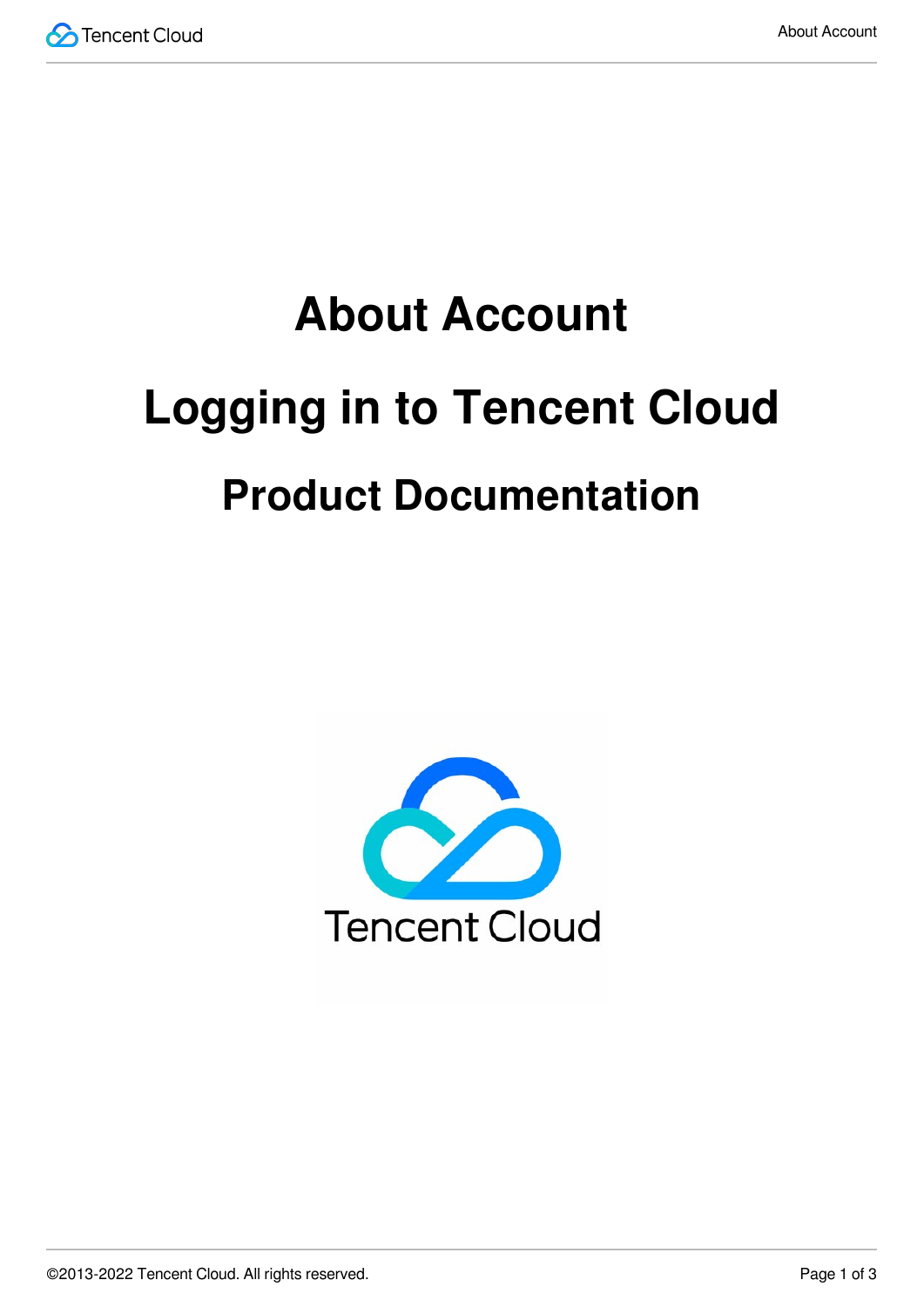# About Account

# Logging in to Tencent Cloud

## Product Documentation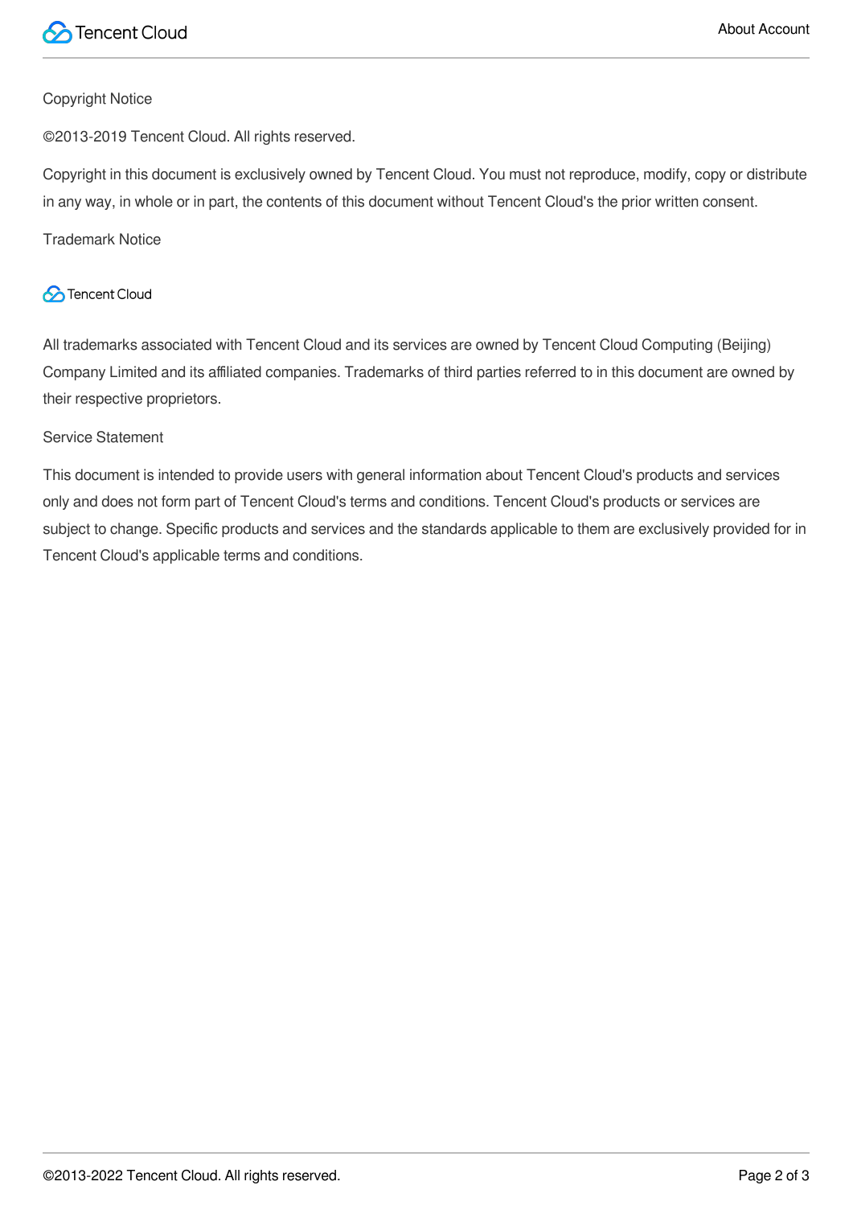Copyright Notice

©2013-2019 Tencent Cloud. All rights reserved.

Copyright in this document is exclusively owned by Tencent Cloud. You must not reproduce, modify, copy or distribute in any way, in whole or in part, the contents of this document without Tencent Cloud's the prior written consent.

Trademark Notice

Tencent Cloud

All trademarks associated with Tencent Cloud and its services are owned by Tencent Cloud Computing (Beijing) Company Limited and its affiliated companies. Trademarks of third parties referred to in this document are owned by their respective proprietors.

Service Statement

This document is intended to provide users with general information about Tencent Cloud's products and services only and does not form part of Tencent Cloud's terms and conditions. Tencent Cloud's products or services are subject to change. Specific products and services and the standards applicable to them are exclusively provided for in Tencent Cloud's applicable terms and conditions.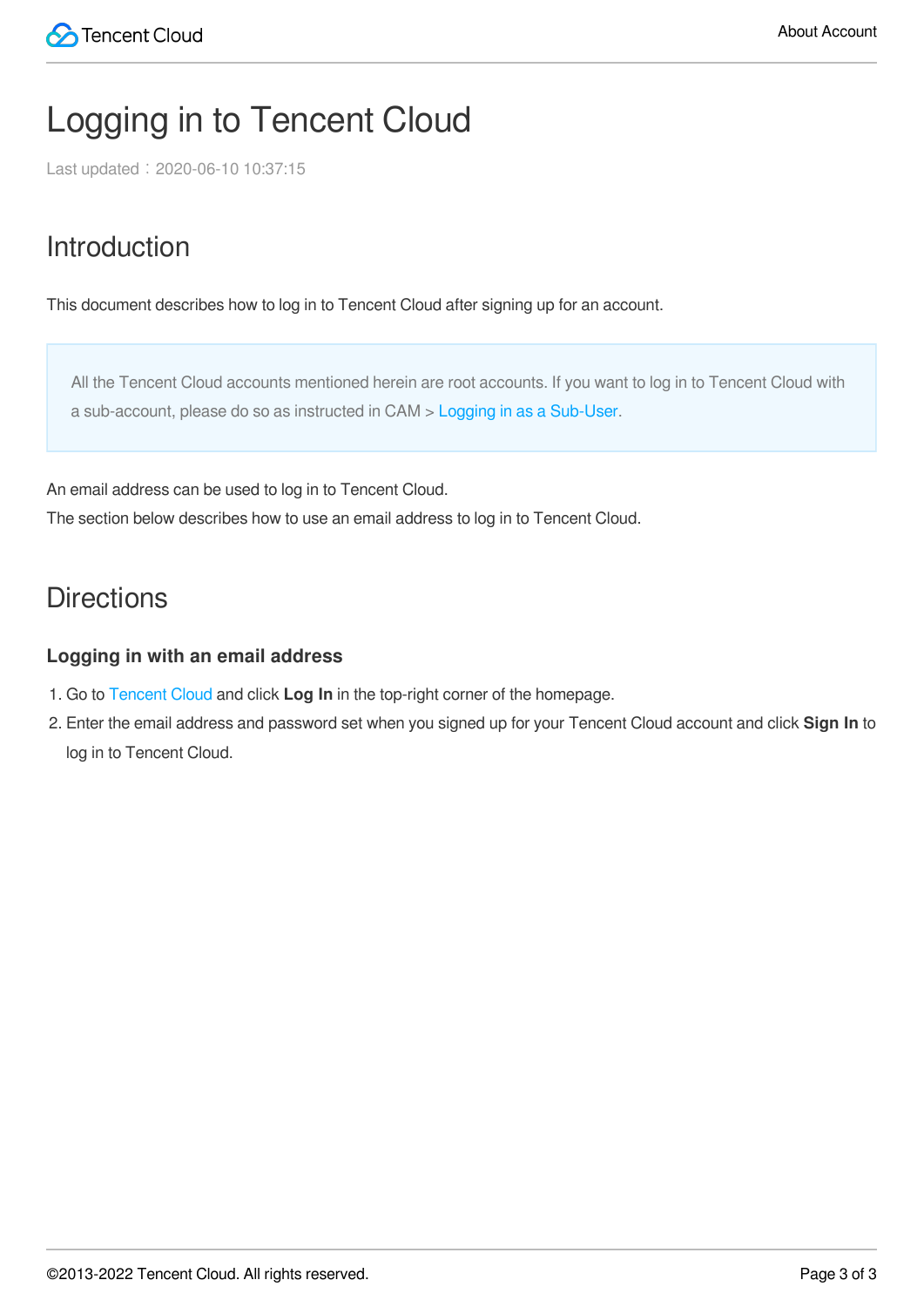# Logging in to Tencent Cloud

Last updated：2020-06-10 10:37:15

## Introduction

This document describes how to log in to Tencent Cloud after signing up for an account.

> All the Tencent Cloud accounts mentioned herein are root accounts. If you want to log in to Tencent Cloud with a sub-account, please do so as instructed in CAM > Logging in as a Sub-User.

An email address can be used to log in to Tencent Cloud.
The section below describes how to use an email address to log in to Tencent Cloud.

## Directions

### Logging in with an email address

1. Go to Tencent Cloud and click **Log In** in the top-right corner of the homepage.
2. Enter the email address and password set when you signed up for your Tencent Cloud account and click **Sign In** to log in to Tencent Cloud.